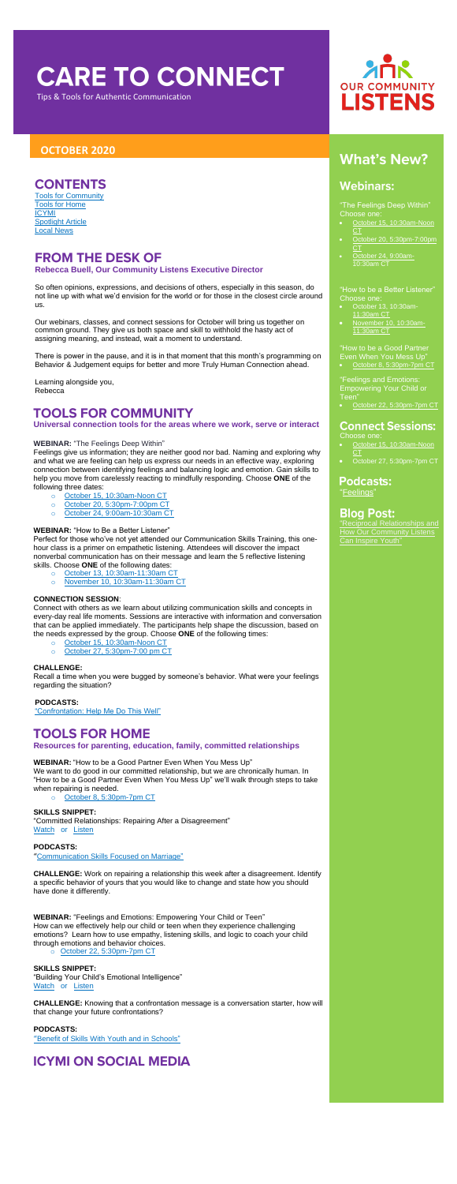# CARE TO CONNECT

Tips & Tools for Authentic Communication

OUR COMMUNITY LISTENS

## OCTOBER 2020

## CONTENTS

Tools for Community
Tools for Home
ICYMI
Spotlight Article
Local News

## FROM THE DESK OF

**Rebecca Buell, Our Community Listens Executive Director**

So often opinions, expressions, and decisions of others, especially in this season, do not line up with what we'd envision for the world or for those in the closest circle around us.

Our webinars, classes, and connect sessions for October will bring us together on common ground. They give us both space and skill to withhold the hasty act of assigning meaning, and instead, wait a moment to understand.

There is power in the pause, and it is in that moment that this month's programming on Behavior & Judgement equips for better and more Truly Human Connection ahead.

Learning alongside you,
Rebecca

## TOOLS FOR COMMUNITY

**Universal connection tools for the areas where we work, serve or interact**

**WEBINAR:** "The Feelings Deep Within"

Feelings give us information; they are neither good nor bad. Naming and exploring why and what we are feeling can help us express our needs in an effective way, exploring connection between identifying feelings and balancing logic and emotion. Gain skills to help you move from carelessly reacting to mindfully responding. Choose **ONE** of the following three dates:

- October 15, 10:30am-Noon CT
- October 20, 5:30pm-7:00pm CT
- October 24, 9:00am-10:30am CT

**WEBINAR:** "How to Be a Better Listener"

Perfect for those who've not yet attended our Communication Skills Training, this one-hour class is a primer on empathetic listening. Attendees will discover the impact nonverbal communication has on their message and learn the 5 reflective listening skills. Choose **ONE** of the following dates:

- October 13, 10:30am-11:30am CT
- November 10, 10:30am-11:30am CT

**CONNECTION SESSION:**

Connect with others as we learn about utilizing communication skills and concepts in every-day real life moments. Sessions are interactive with information and conversation that can be applied immediately. The participants help shape the discussion, based on the needs expressed by the group. Choose **ONE** of the following times:

- October 15, 10:30am-Noon CT
- October 27, 5:30pm-7:00 pm CT

**CHALLENGE:**

Recall a time when you were bugged by someone's behavior. What were your feelings regarding the situation?

**PODCASTS:**

"Confrontation: Help Me Do This Well"

## TOOLS FOR HOME

**Resources for parenting, education, family, committed relationships**

**WEBINAR:** "How to be a Good Partner Even When You Mess Up"

We want to do good in our committed relationship, but we are chronically human. In "How to be a Good Partner Even When You Mess Up" we'll walk through steps to take when repairing is needed.

- October 8, 5:30pm-7pm CT

**SKILLS SNIPPET:**

"Committed Relationships: Repairing After a Disagreement"
Watch or Listen

**PODCASTS:**

"Communication Skills Focused on Marriage"

**CHALLENGE:** Work on repairing a relationship this week after a disagreement. Identify a specific behavior of yours that you would like to change and state how you should have done it differently.

**WEBINAR:** "Feelings and Emotions: Empowering Your Child or Teen"

How can we effectively help our child or teen when they experience challenging emotions? Learn how to use empathy, listening skills, and logic to coach your child through emotions and behavior choices.

- October 22, 5:30pm-7pm CT

**SKILLS SNIPPET:**

"Building Your Child's Emotional Intelligence"
Watch or Listen

**CHALLENGE:** Knowing that a confrontation message is a conversation starter, how will that change your future confrontations?

**PODCASTS:**

"Benefit of Skills With Youth and in Schools"

## ICYMI ON SOCIAL MEDIA

## What's New?

### Webinars:

"The Feelings Deep Within"
Choose one:

- October 15, 10:30am-Noon CT
- October 20, 5:30pm-7:00pm CT
- October 24, 9:00am-10:30am CT

"How to be a Better Listener"
Choose one:

- October 13, 10:30am-11:30am CT
- November 10, 10:30am-11:30am CT

"How to be a Good Partner Even When You Mess Up"

- October 8, 5:30pm-7pm CT

"Feelings and Emotions: Empowering Your Child or Teen"

- October 22, 5:30pm-7pm CT

### Connect Sessions:

Choose one:

- October 15, 10:30am-Noon CT
- October 27, 5:30pm-7pm CT

### Podcasts:

"Feelings"

### Blog Post:

"Reciprocal Relationships and How Our Community Listens Can Inspire Youth"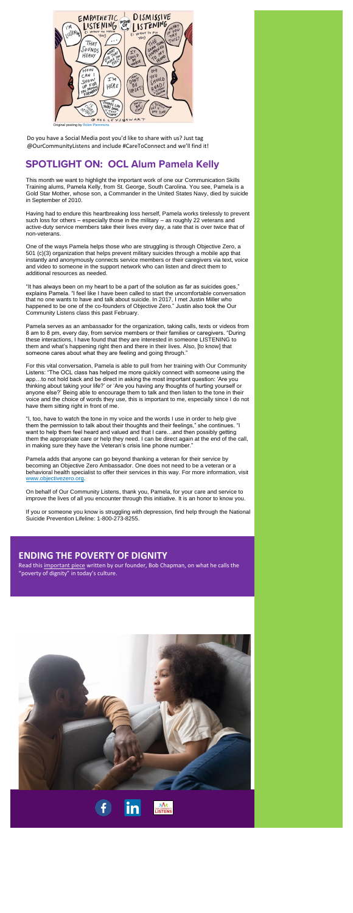Original posting by Robin Plemmons

Do you have a Social Media post you'd like to share with us? Just tag @OurCommunityListens and include #CareToConnect and we'll find it!

## SPOTLIGHT ON: OCL Alum Pamela Kelly

This month we want to highlight the important work of one our Communication Skills Training alums, Pamela Kelly, from St. George, South Carolina. You see, Pamela is a Gold Star Mother, whose son, a Commander in the United States Navy, died by suicide in September of 2010.

Having had to endure this heartbreaking loss herself, Pamela works tirelessly to prevent such loss for others – especially those in the military – as roughly 22 veterans and active-duty service members take their lives every day, a rate that is over twice that of non-veterans.

One of the ways Pamela helps those who are struggling is through Objective Zero, a 501 (c)(3) organization that helps prevent military suicides through a mobile app that instantly and anonymously connects service members or their caregivers via text, voice and video to someone in the support network who can listen and direct them to additional resources as needed.

"It has always been on my heart to be a part of the solution as far as suicides goes," explains Pamela. "I feel like I have been called to start the uncomfortable conversation that no one wants to have and talk about suicide. In 2017, I met Justin Miller who happened to be one of the co-founders of Objective Zero." Justin also took the Our Community Listens class this past February.

Pamela serves as an ambassador for the organization, taking calls, texts or videos from 8 am to 8 pm, every day, from service members or their families or caregivers. "During these interactions, I have found that they are interested in someone LISTENING to them and what's happening right then and there in their lives. Also, [to know] that someone cares about what they are feeling and going through."

For this vital conversation, Pamela is able to pull from her training with Our Community Listens: "The OCL class has helped me more quickly connect with someone using the app…to not hold back and be direct in asking the most important question: 'Are you thinking about taking your life?' or 'Are you having any thoughts of hurting yourself or anyone else?' Being able to encourage them to talk and then listen to the tone in their voice and the choice of words they use, this is important to me, especially since I do not have them sitting right in front of me.

"I, too, have to watch the tone in my voice and the words I use in order to help give them the permission to talk about their thoughts and their feelings," she continues. "I want to help them feel heard and valued and that I care…and then possibly getting them the appropriate care or help they need. I can be direct again at the end of the call, in making sure they have the Veteran's crisis line phone number."

Pamela adds that anyone can go beyond thanking a veteran for their service by becoming an Objective Zero Ambassador. One does not need to be a veteran or a behavioral health specialist to offer their services in this way. For more information, visit www.objectivezero.org.

On behalf of Our Community Listens, thank you, Pamela, for your care and service to improve the lives of all you encounter through this initiative. It is an honor to know you.

If you or someone you know is struggling with depression, find help through the National Suicide Prevention Lifeline: 1-800-273-8255.

## ENDING THE POVERTY OF DIGNITY

Read this important piece written by our founder, Bob Chapman, on what he calls the "poverty of dignity" in today's culture.